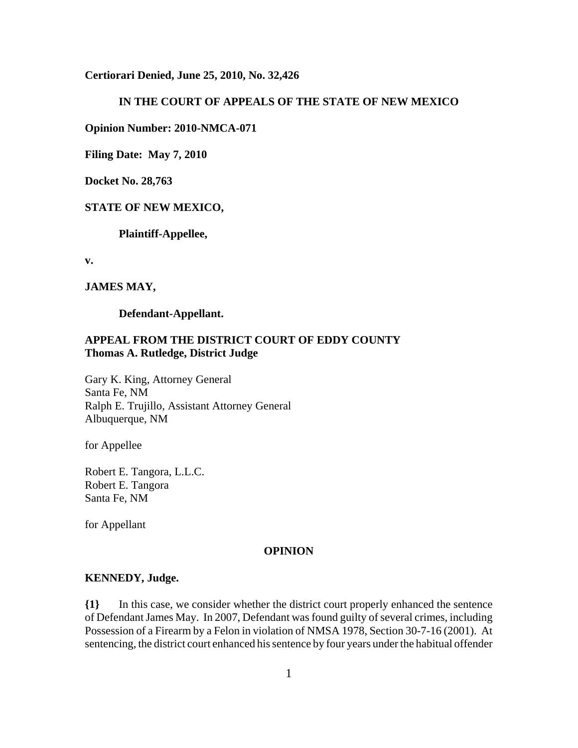**Certiorari Denied, June 25, 2010, No. 32,426**

**IN THE COURT OF APPEALS OF THE STATE OF NEW MEXICO**

**Opinion Number: 2010-NMCA-071**

**Filing Date: May 7, 2010**

**Docket No. 28,763**

**STATE OF NEW MEXICO,**

**Plaintiff-Appellee,**

**v.**

**JAMES MAY,**

**Defendant-Appellant.**

**APPEAL FROM THE DISTRICT COURT OF EDDY COUNTY**
**Thomas A. Rutledge, District Judge**

Gary K. King, Attorney General
Santa Fe, NM
Ralph E. Trujillo, Assistant Attorney General
Albuquerque, NM

for Appellee

Robert E. Tangora, L.L.C.
Robert E. Tangora
Santa Fe, NM

for Appellant

**OPINION**

**KENNEDY, Judge.**

**{1}** In this case, we consider whether the district court properly enhanced the sentence of Defendant James May. In 2007, Defendant was found guilty of several crimes, including Possession of a Firearm by a Felon in violation of NMSA 1978, Section 30-7-16 (2001). At sentencing, the district court enhanced his sentence by four years under the habitual offender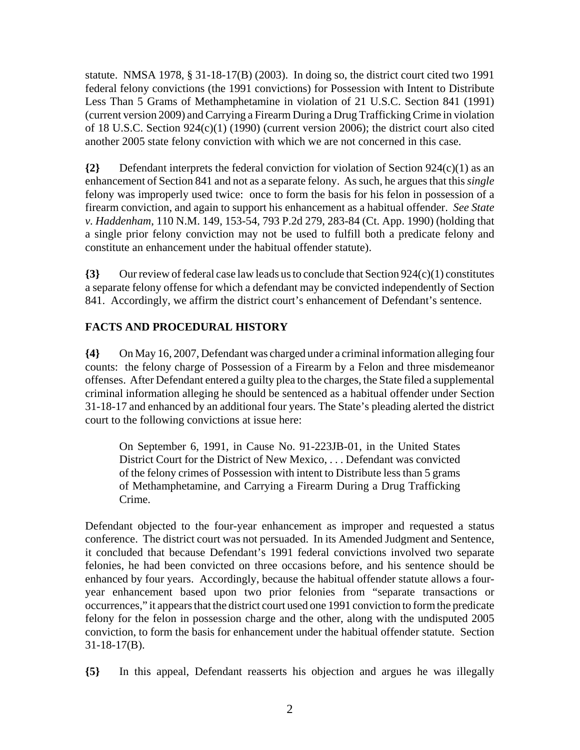statute. NMSA 1978, § 31-18-17(B) (2003). In doing so, the district court cited two 1991 federal felony convictions (the 1991 convictions) for Possession with Intent to Distribute Less Than 5 Grams of Methamphetamine in violation of 21 U.S.C. Section 841 (1991) (current version 2009) and Carrying a Firearm During a Drug Trafficking Crime in violation of 18 U.S.C. Section 924(c)(1) (1990) (current version 2006); the district court also cited another 2005 state felony conviction with which we are not concerned in this case.

**{2}** Defendant interprets the federal conviction for violation of Section 924(c)(1) as an enhancement of Section 841 and not as a separate felony. As such, he argues that this *single* felony was improperly used twice: once to form the basis for his felon in possession of a firearm conviction, and again to support his enhancement as a habitual offender. *See State v. Haddenham*, 110 N.M. 149, 153-54, 793 P.2d 279, 283-84 (Ct. App. 1990) (holding that a single prior felony conviction may not be used to fulfill both a predicate felony and constitute an enhancement under the habitual offender statute).

**{3}** Our review of federal case law leads us to conclude that Section 924(c)(1) constitutes a separate felony offense for which a defendant may be convicted independently of Section 841. Accordingly, we affirm the district court's enhancement of Defendant's sentence.

## FACTS AND PROCEDURAL HISTORY

**{4}** On May 16, 2007, Defendant was charged under a criminal information alleging four counts: the felony charge of Possession of a Firearm by a Felon and three misdemeanor offenses. After Defendant entered a guilty plea to the charges, the State filed a supplemental criminal information alleging he should be sentenced as a habitual offender under Section 31-18-17 and enhanced by an additional four years. The State's pleading alerted the district court to the following convictions at issue here:

> On September 6, 1991, in Cause No. 91-223JB-01, in the United States District Court for the District of New Mexico, . . . Defendant was convicted of the felony crimes of Possession with intent to Distribute less than 5 grams of Methamphetamine, and Carrying a Firearm During a Drug Trafficking Crime.

Defendant objected to the four-year enhancement as improper and requested a status conference. The district court was not persuaded. In its Amended Judgment and Sentence, it concluded that because Defendant's 1991 federal convictions involved two separate felonies, he had been convicted on three occasions before, and his sentence should be enhanced by four years. Accordingly, because the habitual offender statute allows a four-year enhancement based upon two prior felonies from "separate transactions or occurrences," it appears that the district court used one 1991 conviction to form the predicate felony for the felon in possession charge and the other, along with the undisputed 2005 conviction, to form the basis for enhancement under the habitual offender statute. Section 31-18-17(B).

**{5}** In this appeal, Defendant reasserts his objection and argues he was illegally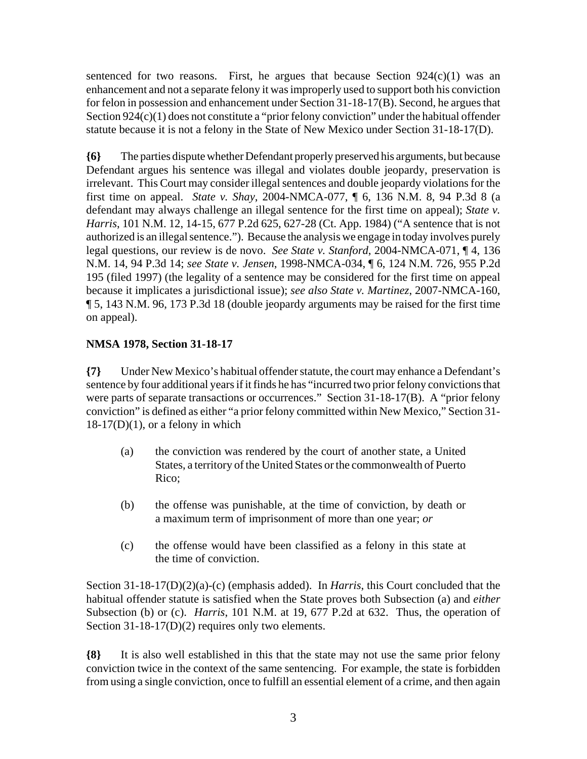sentenced for two reasons. First, he argues that because Section 924(c)(1) was an enhancement and not a separate felony it was improperly used to support both his conviction for felon in possession and enhancement under Section 31-18-17(B). Second, he argues that Section 924(c)(1) does not constitute a "prior felony conviction" under the habitual offender statute because it is not a felony in the State of New Mexico under Section 31-18-17(D).

**{6}** The parties dispute whether Defendant properly preserved his arguments, but because Defendant argues his sentence was illegal and violates double jeopardy, preservation is irrelevant. This Court may consider illegal sentences and double jeopardy violations for the first time on appeal. *State v. Shay*, 2004-NMCA-077, ¶ 6, 136 N.M. 8, 94 P.3d 8 (a defendant may always challenge an illegal sentence for the first time on appeal); *State v. Harris*, 101 N.M. 12, 14-15, 677 P.2d 625, 627-28 (Ct. App. 1984) ("A sentence that is not authorized is an illegal sentence."). Because the analysis we engage in today involves purely legal questions, our review is de novo. *See State v. Stanford*, 2004-NMCA-071, ¶ 4, 136 N.M. 14, 94 P.3d 14; *see State v. Jensen*, 1998-NMCA-034, ¶ 6, 124 N.M. 726, 955 P.2d 195 (filed 1997) (the legality of a sentence may be considered for the first time on appeal because it implicates a jurisdictional issue); *see also State v. Martinez*, 2007-NMCA-160, ¶ 5, 143 N.M. 96, 173 P.3d 18 (double jeopardy arguments may be raised for the first time on appeal).

**NMSA 1978, Section 31-18-17**

**{7}** Under New Mexico's habitual offender statute, the court may enhance a Defendant's sentence by four additional years if it finds he has "incurred two prior felony convictions that were parts of separate transactions or occurrences." Section 31-18-17(B). A "prior felony conviction" is defined as either "a prior felony committed within New Mexico," Section 31-18-17(D)(1), or a felony in which

> (a) the conviction was rendered by the court of another state, a United States, a territory of the United States or the commonwealth of Puerto Rico;
>
> (b) the offense was punishable, at the time of conviction, by death or a maximum term of imprisonment of more than one year; *or*
>
> (c) the offense would have been classified as a felony in this state at the time of conviction.

Section 31-18-17(D)(2)(a)-(c) (emphasis added). In *Harris*, this Court concluded that the habitual offender statute is satisfied when the State proves both Subsection (a) and *either* Subsection (b) or (c). *Harris*, 101 N.M. at 19, 677 P.2d at 632. Thus, the operation of Section 31-18-17(D)(2) requires only two elements.

**{8}** It is also well established in this that the state may not use the same prior felony conviction twice in the context of the same sentencing. For example, the state is forbidden from using a single conviction, once to fulfill an essential element of a crime, and then again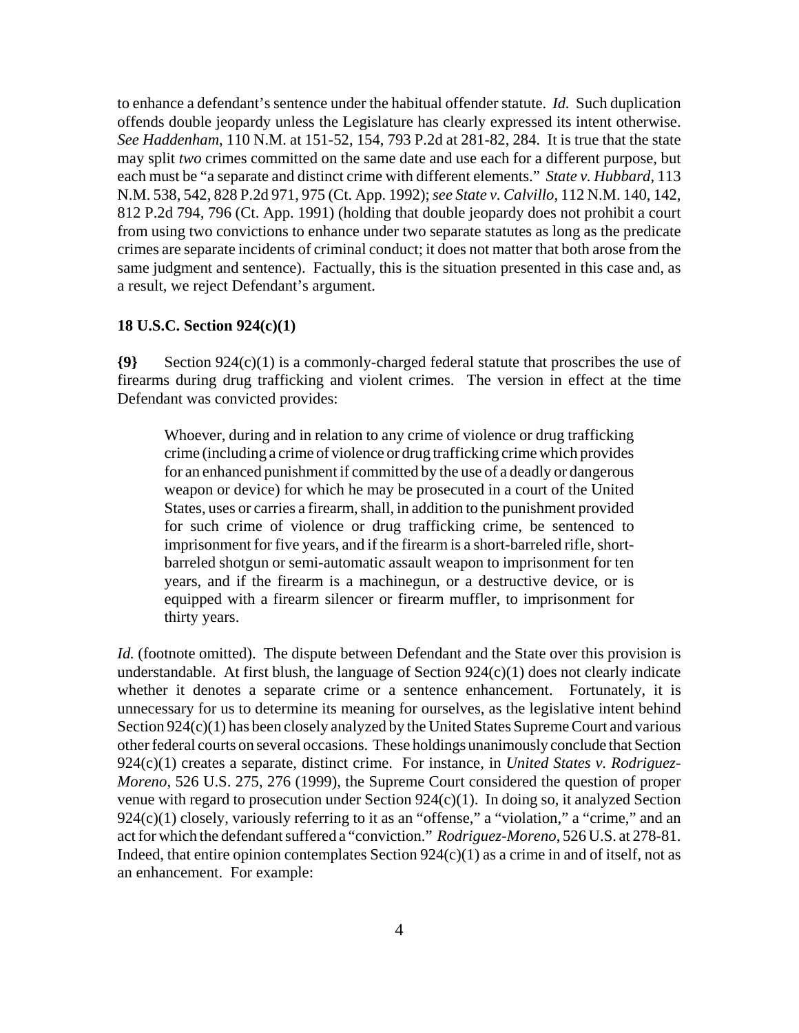to enhance a defendant's sentence under the habitual offender statute. *Id.* Such duplication offends double jeopardy unless the Legislature has clearly expressed its intent otherwise. *See Haddenham*, 110 N.M. at 151-52, 154, 793 P.2d at 281-82, 284. It is true that the state may split *two* crimes committed on the same date and use each for a different purpose, but each must be "a separate and distinct crime with different elements." *State v. Hubbard*, 113 N.M. 538, 542, 828 P.2d 971, 975 (Ct. App. 1992); *see State v. Calvillo*, 112 N.M. 140, 142, 812 P.2d 794, 796 (Ct. App. 1991) (holding that double jeopardy does not prohibit a court from using two convictions to enhance under two separate statutes as long as the predicate crimes are separate incidents of criminal conduct; it does not matter that both arose from the same judgment and sentence). Factually, this is the situation presented in this case and, as a result, we reject Defendant's argument.

**18 U.S.C. Section 924(c)(1)**

**{9}** Section 924(c)(1) is a commonly-charged federal statute that proscribes the use of firearms during drug trafficking and violent crimes. The version in effect at the time Defendant was convicted provides:

> Whoever, during and in relation to any crime of violence or drug trafficking crime (including a crime of violence or drug trafficking crime which provides for an enhanced punishment if committed by the use of a deadly or dangerous weapon or device) for which he may be prosecuted in a court of the United States, uses or carries a firearm, shall, in addition to the punishment provided for such crime of violence or drug trafficking crime, be sentenced to imprisonment for five years, and if the firearm is a short-barreled rifle, short-barreled shotgun or semi-automatic assault weapon to imprisonment for ten years, and if the firearm is a machinegun, or a destructive device, or is equipped with a firearm silencer or firearm muffler, to imprisonment for thirty years.

*Id.* (footnote omitted). The dispute between Defendant and the State over this provision is understandable. At first blush, the language of Section 924(c)(1) does not clearly indicate whether it denotes a separate crime or a sentence enhancement. Fortunately, it is unnecessary for us to determine its meaning for ourselves, as the legislative intent behind Section 924(c)(1) has been closely analyzed by the United States Supreme Court and various other federal courts on several occasions. These holdings unanimously conclude that Section 924(c)(1) creates a separate, distinct crime. For instance, in *United States v. Rodriguez-Moreno*, 526 U.S. 275, 276 (1999), the Supreme Court considered the question of proper venue with regard to prosecution under Section 924(c)(1). In doing so, it analyzed Section 924(c)(1) closely, variously referring to it as an "offense," a "violation," a "crime," and an act for which the defendant suffered a "conviction." *Rodriguez-Moreno*, 526 U.S. at 278-81. Indeed, that entire opinion contemplates Section 924(c)(1) as a crime in and of itself, not as an enhancement. For example: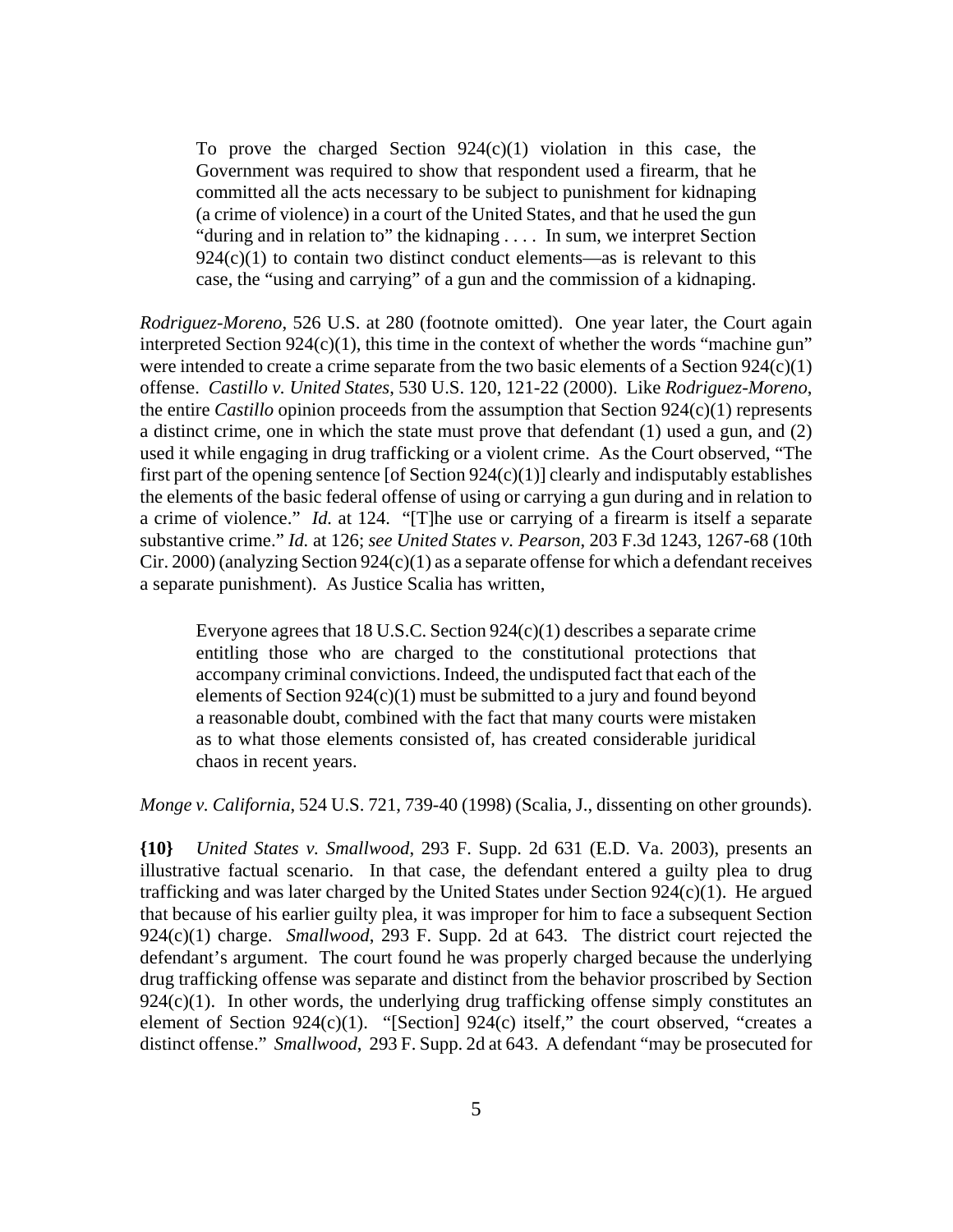> To prove the charged Section 924(c)(1) violation in this case, the Government was required to show that respondent used a firearm, that he committed all the acts necessary to be subject to punishment for kidnaping (a crime of violence) in a court of the United States, and that he used the gun "during and in relation to" the kidnaping . . . . In sum, we interpret Section 924(c)(1) to contain two distinct conduct elements—as is relevant to this case, the "using and carrying" of a gun and the commission of a kidnaping.

*Rodriguez-Moreno*, 526 U.S. at 280 (footnote omitted). One year later, the Court again interpreted Section 924(c)(1), this time in the context of whether the words "machine gun" were intended to create a crime separate from the two basic elements of a Section 924(c)(1) offense. *Castillo v. United States*, 530 U.S. 120, 121-22 (2000). Like *Rodriguez-Moreno*, the entire *Castillo* opinion proceeds from the assumption that Section 924(c)(1) represents a distinct crime, one in which the state must prove that defendant (1) used a gun, and (2) used it while engaging in drug trafficking or a violent crime. As the Court observed, "The first part of the opening sentence [of Section 924(c)(1)] clearly and indisputably establishes the elements of the basic federal offense of using or carrying a gun during and in relation to a crime of violence." *Id.* at 124. "[T]he use or carrying of a firearm is itself a separate substantive crime." *Id.* at 126; *see United States v. Pearson*, 203 F.3d 1243, 1267-68 (10th Cir. 2000) (analyzing Section 924(c)(1) as a separate offense for which a defendant receives a separate punishment). As Justice Scalia has written,

> Everyone agrees that 18 U.S.C. Section 924(c)(1) describes a separate crime entitling those who are charged to the constitutional protections that accompany criminal convictions. Indeed, the undisputed fact that each of the elements of Section 924(c)(1) must be submitted to a jury and found beyond a reasonable doubt, combined with the fact that many courts were mistaken as to what those elements consisted of, has created considerable juridical chaos in recent years.

*Monge v. California*, 524 U.S. 721, 739-40 (1998) (Scalia, J., dissenting on other grounds).

**{10}** *United States v. Smallwood*, 293 F. Supp. 2d 631 (E.D. Va. 2003), presents an illustrative factual scenario. In that case, the defendant entered a guilty plea to drug trafficking and was later charged by the United States under Section 924(c)(1). He argued that because of his earlier guilty plea, it was improper for him to face a subsequent Section 924(c)(1) charge. *Smallwood*, 293 F. Supp. 2d at 643. The district court rejected the defendant's argument. The court found he was properly charged because the underlying drug trafficking offense was separate and distinct from the behavior proscribed by Section 924(c)(1). In other words, the underlying drug trafficking offense simply constitutes an element of Section 924(c)(1). "[Section] 924(c) itself," the court observed, "creates a distinct offense." *Smallwood*, 293 F. Supp. 2d at 643. A defendant "may be prosecuted for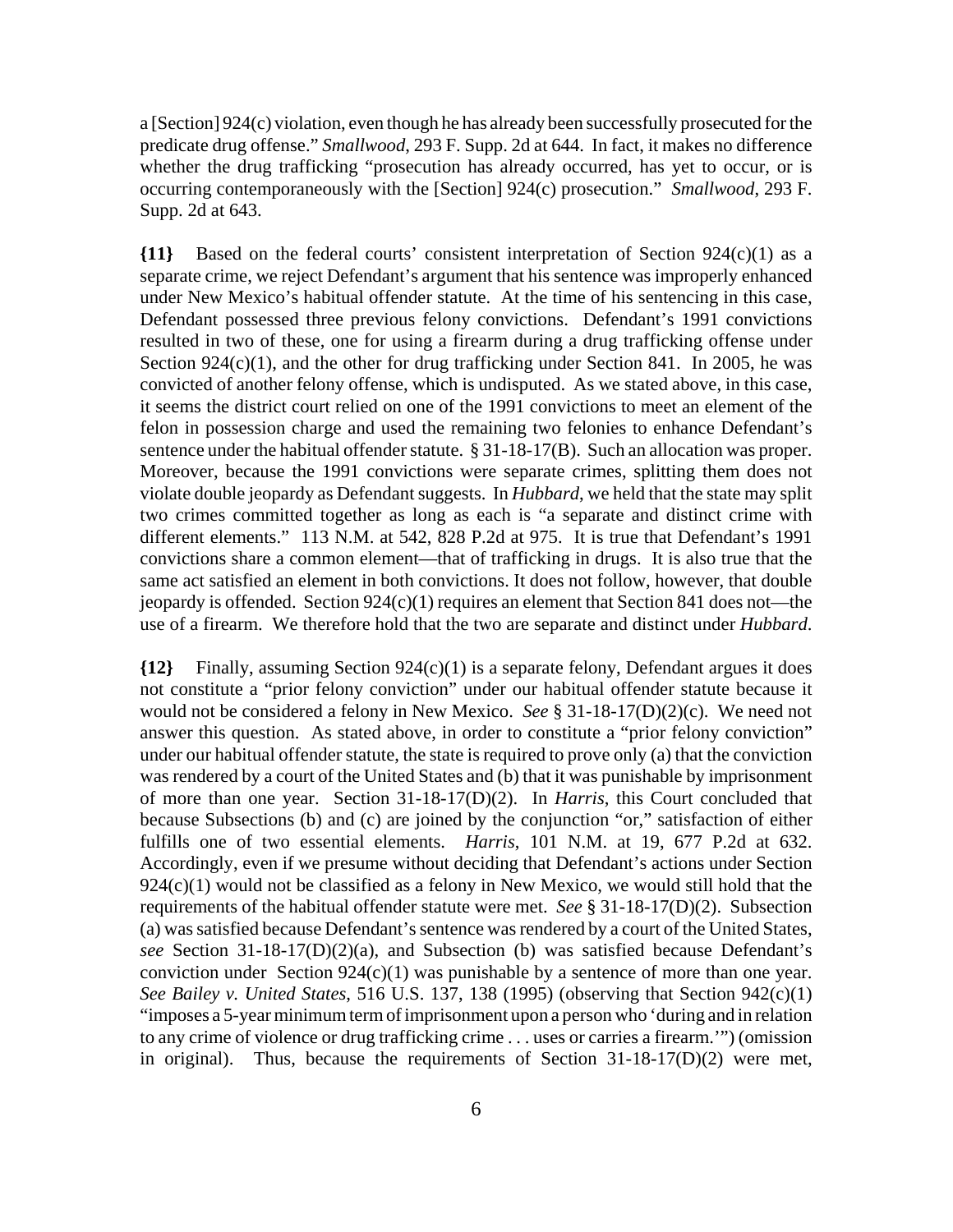a [Section] 924(c) violation, even though he has already been successfully prosecuted for the predicate drug offense." *Smallwood*, 293 F. Supp. 2d at 644. In fact, it makes no difference whether the drug trafficking "prosecution has already occurred, has yet to occur, or is occurring contemporaneously with the [Section] 924(c) prosecution." *Smallwood*, 293 F. Supp. 2d at 643.

**{11}** Based on the federal courts' consistent interpretation of Section 924(c)(1) as a separate crime, we reject Defendant's argument that his sentence was improperly enhanced under New Mexico's habitual offender statute. At the time of his sentencing in this case, Defendant possessed three previous felony convictions. Defendant's 1991 convictions resulted in two of these, one for using a firearm during a drug trafficking offense under Section 924(c)(1), and the other for drug trafficking under Section 841. In 2005, he was convicted of another felony offense, which is undisputed. As we stated above, in this case, it seems the district court relied on one of the 1991 convictions to meet an element of the felon in possession charge and used the remaining two felonies to enhance Defendant's sentence under the habitual offender statute. § 31-18-17(B). Such an allocation was proper. Moreover, because the 1991 convictions were separate crimes, splitting them does not violate double jeopardy as Defendant suggests. In *Hubbard*, we held that the state may split two crimes committed together as long as each is "a separate and distinct crime with different elements." 113 N.M. at 542, 828 P.2d at 975. It is true that Defendant's 1991 convictions share a common element—that of trafficking in drugs. It is also true that the same act satisfied an element in both convictions. It does not follow, however, that double jeopardy is offended. Section 924(c)(1) requires an element that Section 841 does not—the use of a firearm. We therefore hold that the two are separate and distinct under *Hubbard*.

**{12}** Finally, assuming Section 924(c)(1) is a separate felony, Defendant argues it does not constitute a "prior felony conviction" under our habitual offender statute because it would not be considered a felony in New Mexico. *See* § 31-18-17(D)(2)(c). We need not answer this question. As stated above, in order to constitute a "prior felony conviction" under our habitual offender statute, the state is required to prove only (a) that the conviction was rendered by a court of the United States and (b) that it was punishable by imprisonment of more than one year. Section 31-18-17(D)(2). In *Harris*, this Court concluded that because Subsections (b) and (c) are joined by the conjunction "or," satisfaction of either fulfills one of two essential elements. *Harris*, 101 N.M. at 19, 677 P.2d at 632. Accordingly, even if we presume without deciding that Defendant's actions under Section 924(c)(1) would not be classified as a felony in New Mexico, we would still hold that the requirements of the habitual offender statute were met. *See* § 31-18-17(D)(2). Subsection (a) was satisfied because Defendant's sentence was rendered by a court of the United States, *see* Section 31-18-17(D)(2)(a), and Subsection (b) was satisfied because Defendant's conviction under Section 924(c)(1) was punishable by a sentence of more than one year. *See Bailey v. United States*, 516 U.S. 137, 138 (1995) (observing that Section 942(c)(1) "imposes a 5-year minimum term of imprisonment upon a person who 'during and in relation to any crime of violence or drug trafficking crime . . . uses or carries a firearm.'") (omission in original). Thus, because the requirements of Section 31-18-17(D)(2) were met,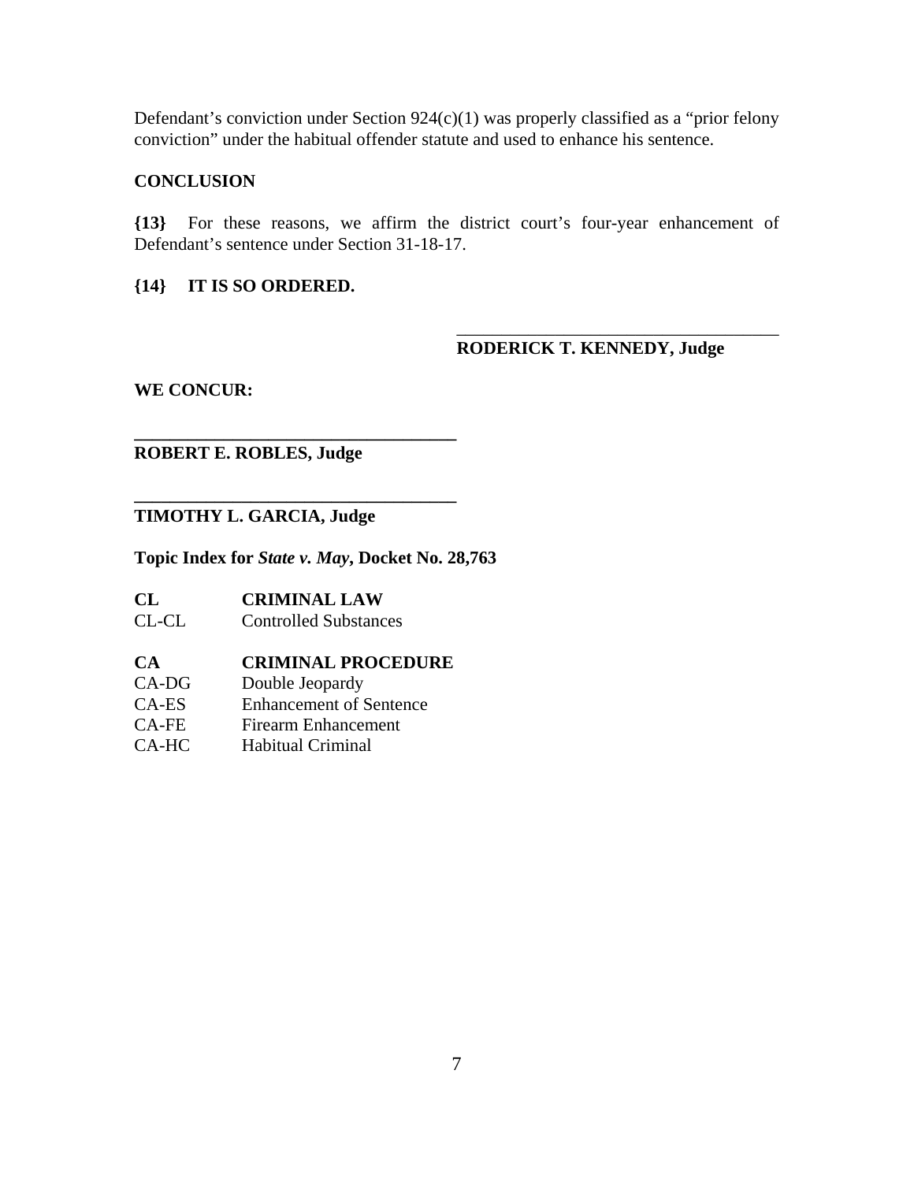Defendant's conviction under Section 924(c)(1) was properly classified as a "prior felony conviction" under the habitual offender statute and used to enhance his sentence.

**CONCLUSION**

**{13}** For these reasons, we affirm the district court's four-year enhancement of Defendant's sentence under Section 31-18-17.

**{14} IT IS SO ORDERED.**

\_\_\_\_\_\_\_\_\_\_\_\_\_\_\_\_\_\_\_\_\_\_\_\_\_\_\_\_\_\_\_\_\_\_\_\_
**RODERICK T. KENNEDY, Judge**

**WE CONCUR:**

\_\_\_\_\_\_\_\_\_\_\_\_\_\_\_\_\_\_\_\_\_\_\_\_\_\_\_\_\_\_\_\_\_\_\_\_
**ROBERT E. ROBLES, Judge**

\_\_\_\_\_\_\_\_\_\_\_\_\_\_\_\_\_\_\_\_\_\_\_\_\_\_\_\_\_\_\_\_\_\_\_\_
**TIMOTHY L. GARCIA, Judge**

**Topic Index for *State v. May*, Docket No. 28,763**

**CL** **CRIMINAL LAW**
CL-CL Controlled Substances

**CA** **CRIMINAL PROCEDURE**
CA-DG Double Jeopardy
CA-ES Enhancement of Sentence
CA-FE Firearm Enhancement
CA-HC Habitual Criminal